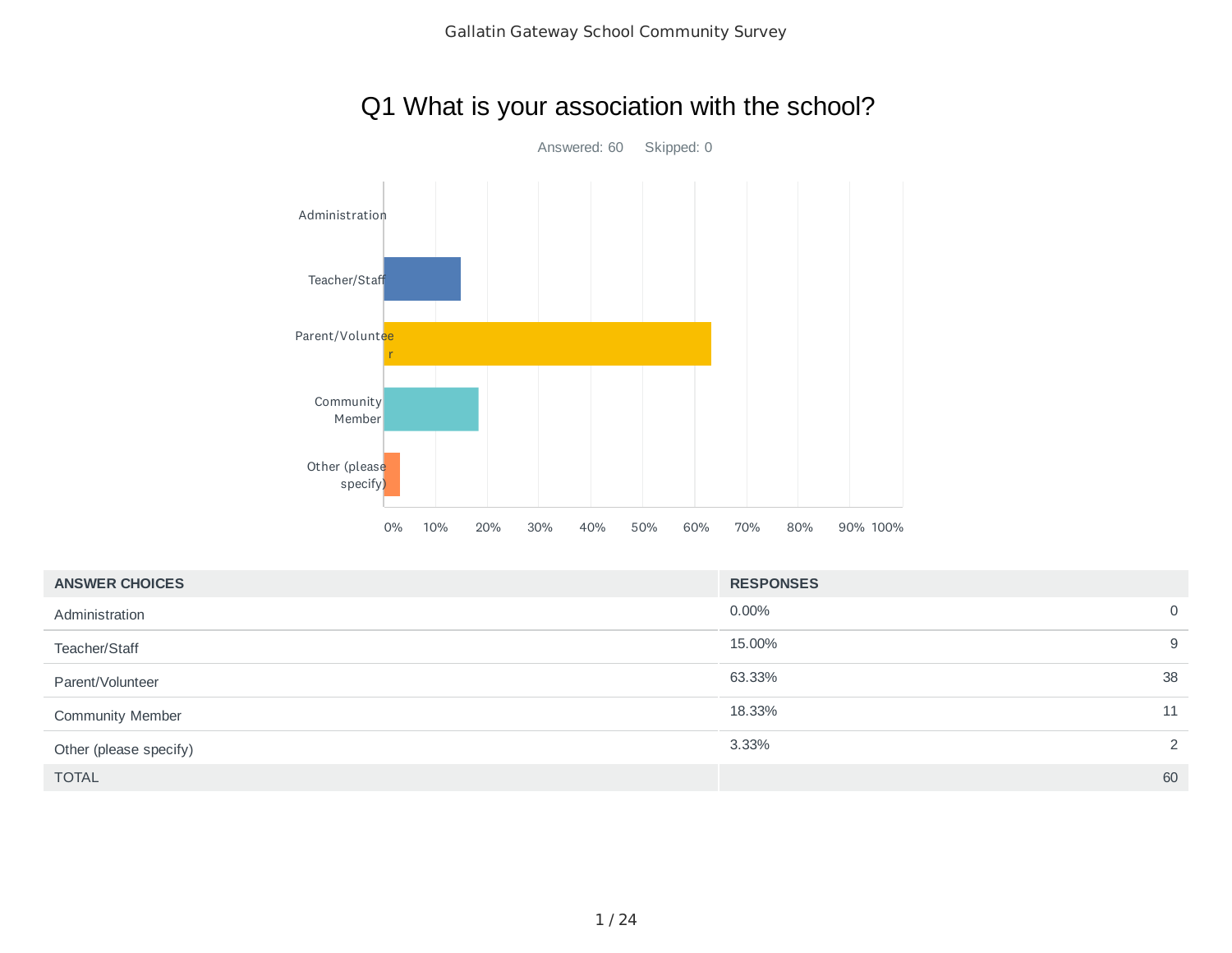# Q1 What is your association with the school?

Answered: 60 Skipped: 0

| ANSWER CHOICES | RESPONSES | |
|---|---|---|
| Administration | 0.00% | 0 |
| Teacher/Staff | 15.00% | 9 |
| Parent/Volunteer | 63.33% | 38 |
| Community Member | 18.33% | 11 |
| Other (please specify) | 3.33% | 2 |
| TOTAL | | 60 |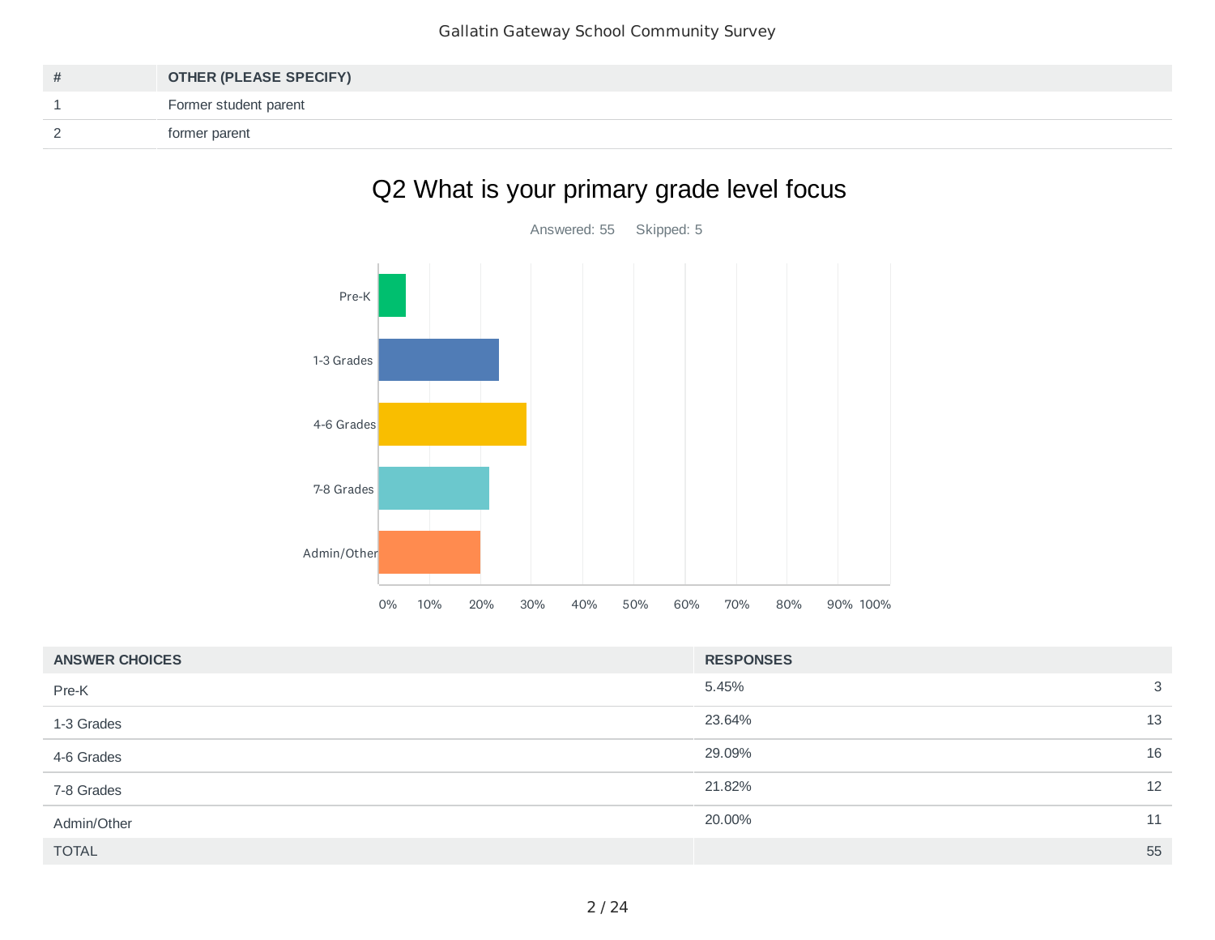| # | OTHER (PLEASE SPECIFY) |
|---|---|
| 1 | Former student parent |
| 2 | former parent |

## Q2 What is your primary grade level focus

Answered: 55 Skipped: 5

| ANSWER CHOICES | RESPONSES | |
|---|---|---|
| Pre-K | 5.45% | 3 |
| 1-3 Grades | 23.64% | 13 |
| 4-6 Grades | 29.09% | 16 |
| 7-8 Grades | 21.82% | 12 |
| Admin/Other | 20.00% | 11 |
| TOTAL | | 55 |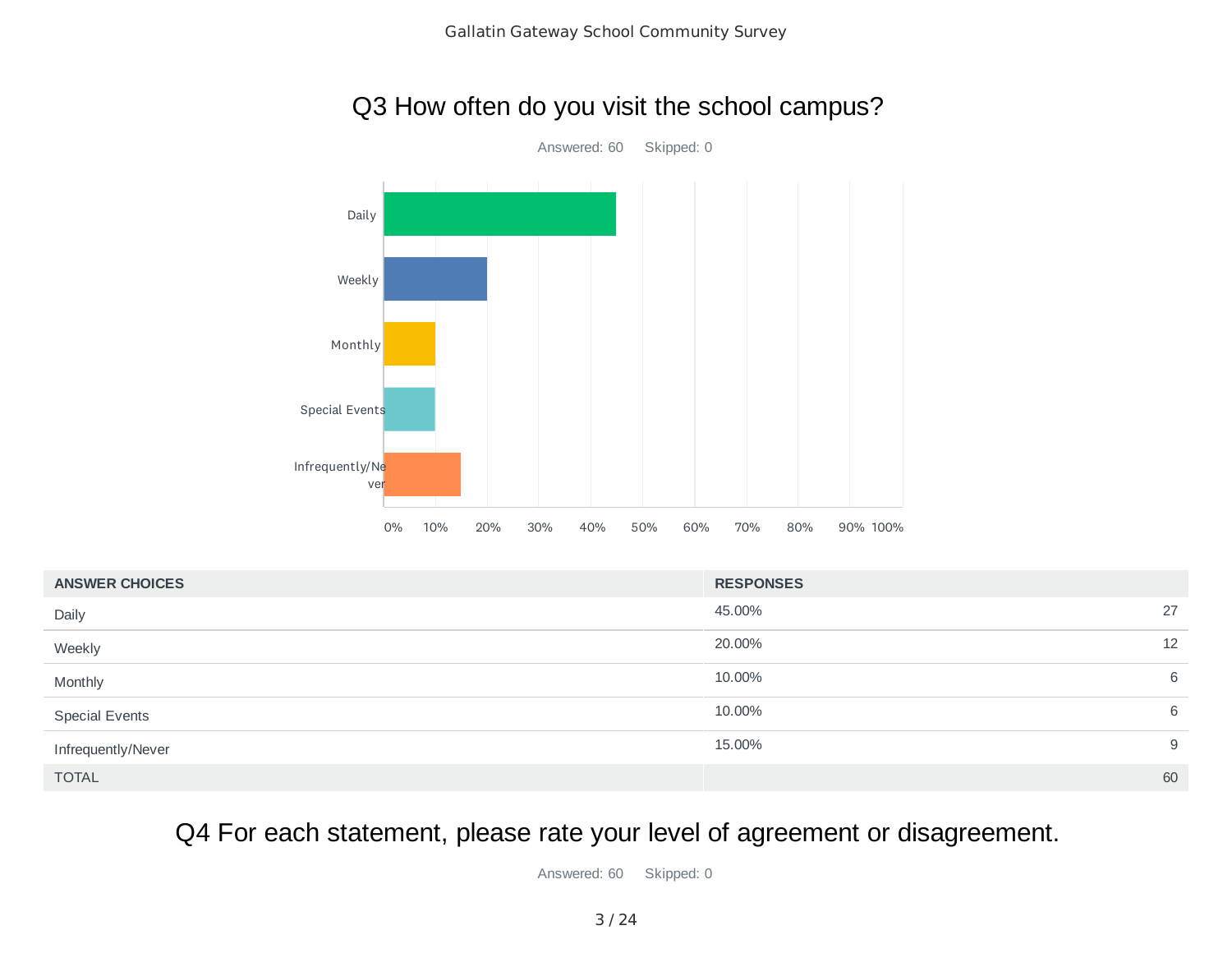## Q3 How often do you visit the school campus?

Answered: 60 Skipped: 0

| ANSWER CHOICES | RESPONSES | |
|---|---|---|
| Daily | 45.00% | 27 |
| Weekly | 20.00% | 12 |
| Monthly | 10.00% | 6 |
| Special Events | 10.00% | 6 |
| Infrequently/Never | 15.00% | 9 |
| TOTAL | | 60 |

## Q4 For each statement, please rate your level of agreement or disagreement.

Answered: 60 Skipped: 0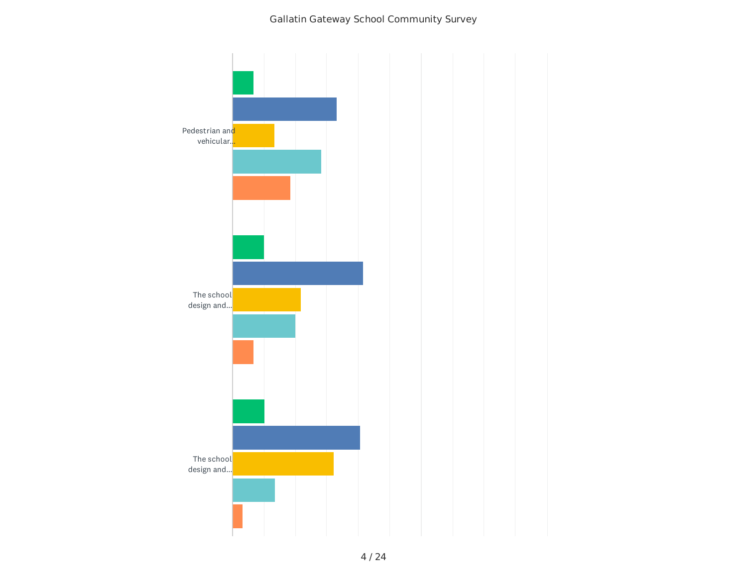Gallatin Gateway School Community Survey

Pedestrian and vehicular...

The school design and...

The school design and...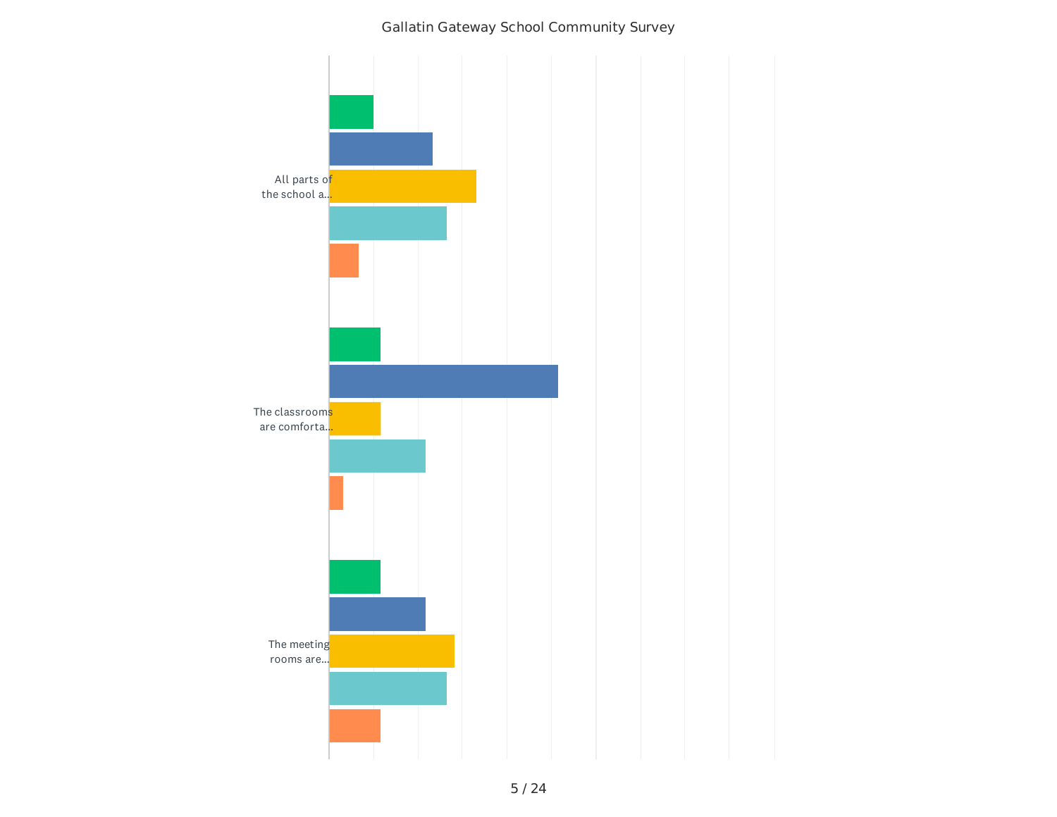Gallatin Gateway School Community Survey

All parts of the school a...

The classrooms are comforta...

The meeting rooms are...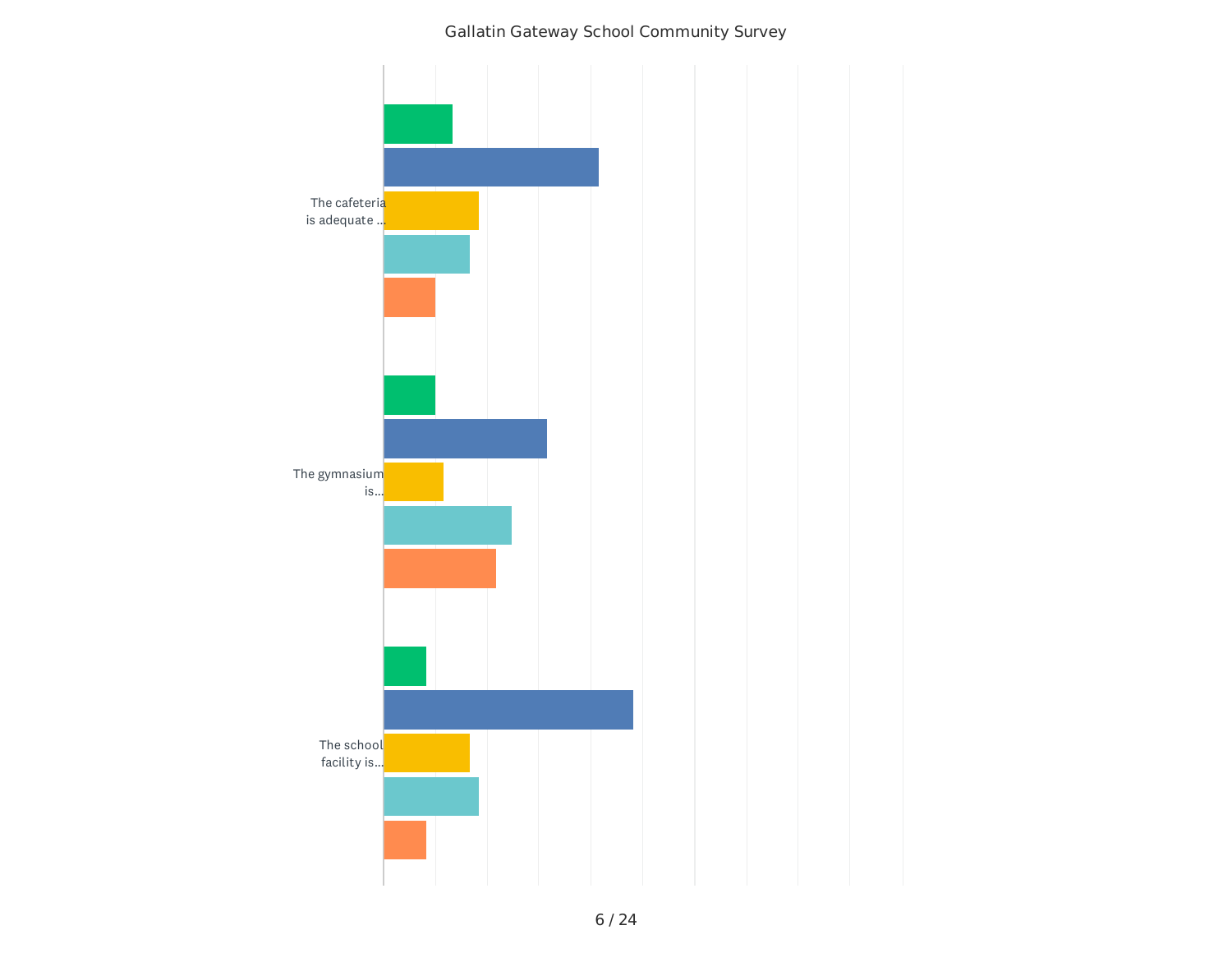Gallatin Gateway School Community Survey

The cafeteria is adequate ...

The gymnasium is...

The school facility is...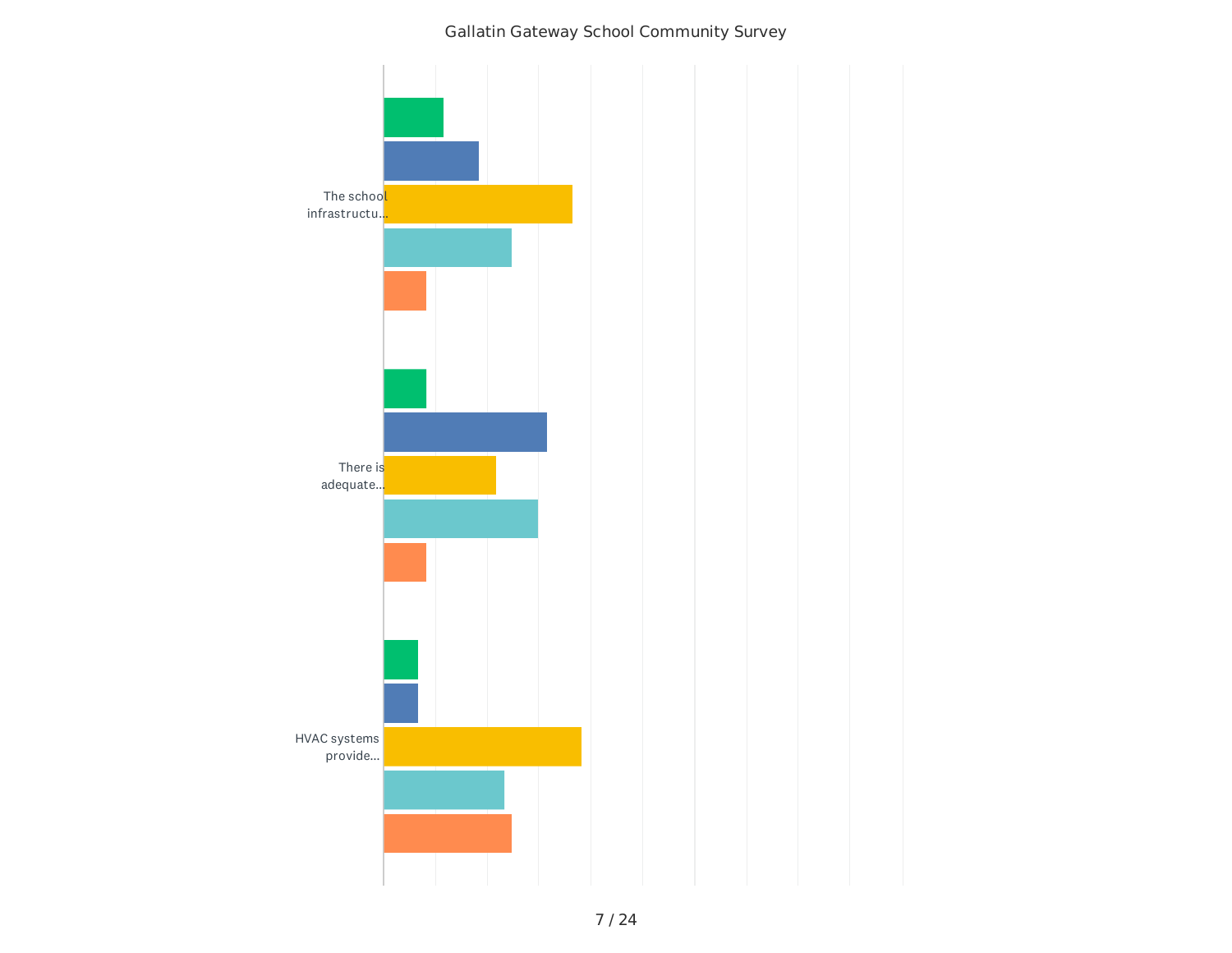Gallatin Gateway School Community Survey

The school infrastructu...

There is adequate...

HVAC systems provide...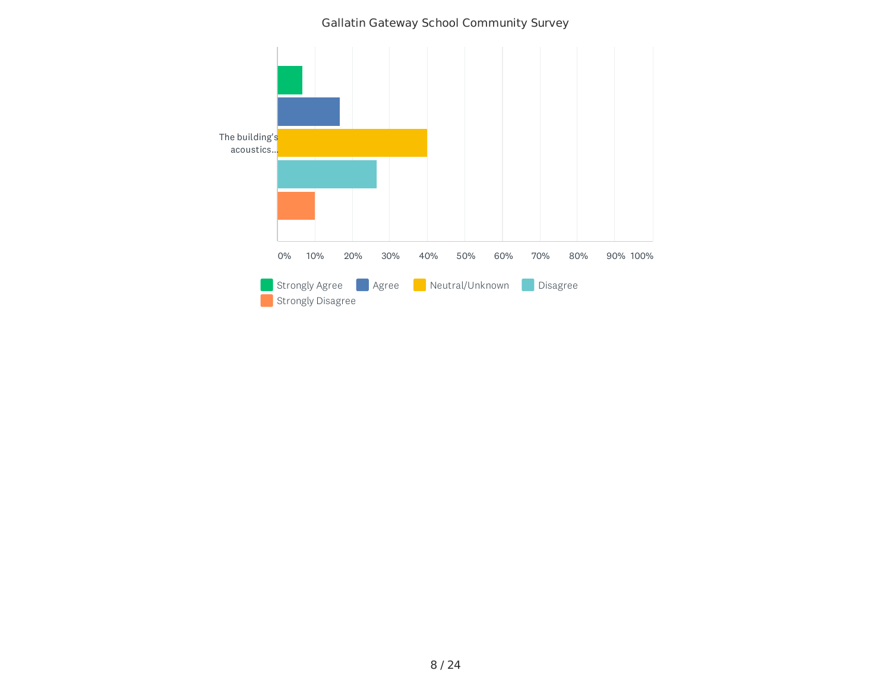Gallatin Gateway School Community Survey

The building's acoustics...

0% 10% 20% 30% 40% 50% 60% 70% 80% 90% 100%

Strongly Agree | Agree | Neutral/Unknown | Disagree | Strongly Disagree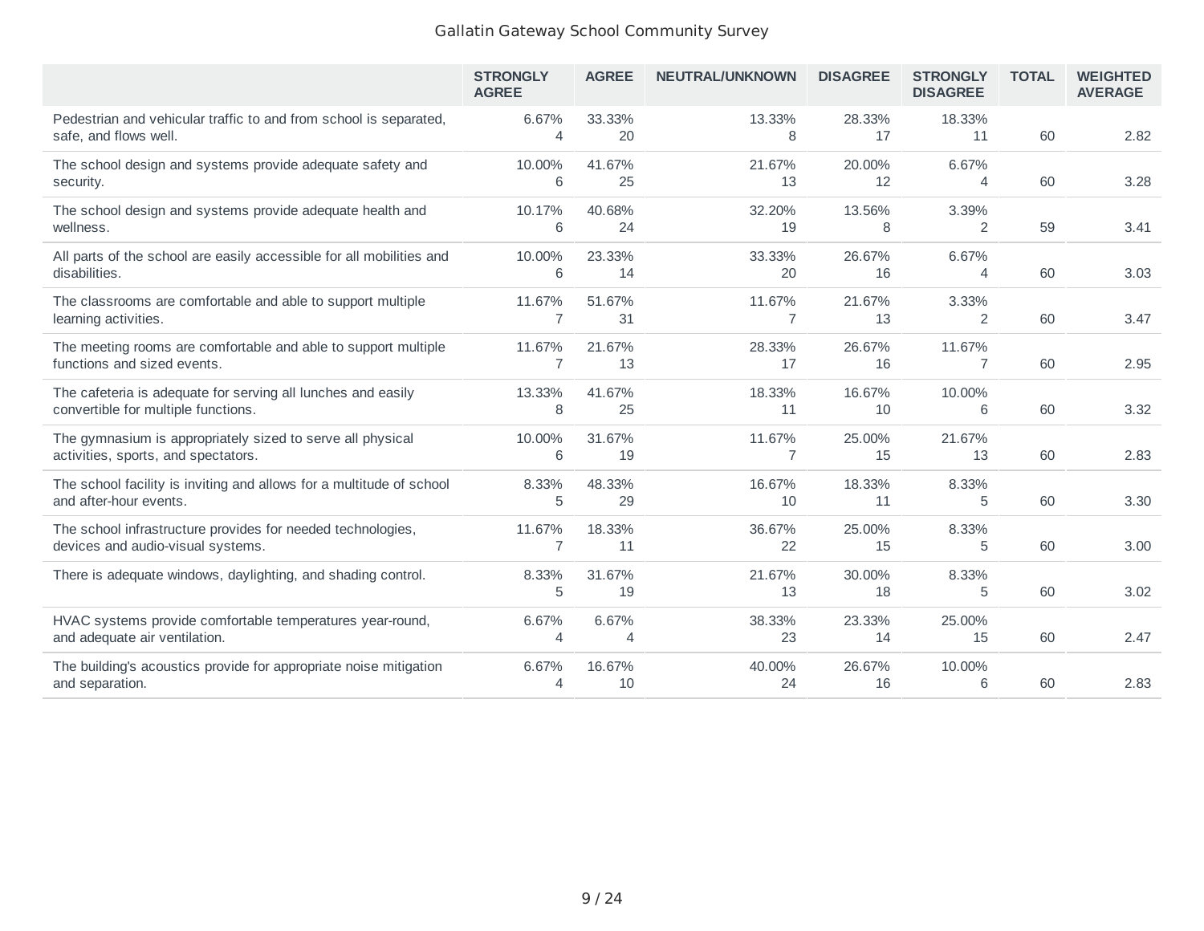Gallatin Gateway School Community Survey

| | STRONGLY AGREE | AGREE | NEUTRAL/UNKNOWN | DISAGREE | STRONGLY DISAGREE | TOTAL | WEIGHTED AVERAGE |
|---|---|---|---|---|---|---|---|
| Pedestrian and vehicular traffic to and from school is separated, safe, and flows well. | 6.67% 4 | 33.33% 20 | 13.33% 8 | 28.33% 17 | 18.33% 11 | 60 | 2.82 |
| The school design and systems provide adequate safety and security. | 10.00% 6 | 41.67% 25 | 21.67% 13 | 20.00% 12 | 6.67% 4 | 60 | 3.28 |
| The school design and systems provide adequate health and wellness. | 10.17% 6 | 40.68% 24 | 32.20% 19 | 13.56% 8 | 3.39% 2 | 59 | 3.41 |
| All parts of the school are easily accessible for all mobilities and disabilities. | 10.00% 6 | 23.33% 14 | 33.33% 20 | 26.67% 16 | 6.67% 4 | 60 | 3.03 |
| The classrooms are comfortable and able to support multiple learning activities. | 11.67% 7 | 51.67% 31 | 11.67% 7 | 21.67% 13 | 3.33% 2 | 60 | 3.47 |
| The meeting rooms are comfortable and able to support multiple functions and sized events. | 11.67% 7 | 21.67% 13 | 28.33% 17 | 26.67% 16 | 11.67% 7 | 60 | 2.95 |
| The cafeteria is adequate for serving all lunches and easily convertible for multiple functions. | 13.33% 8 | 41.67% 25 | 18.33% 11 | 16.67% 10 | 10.00% 6 | 60 | 3.32 |
| The gymnasium is appropriately sized to serve all physical activities, sports, and spectators. | 10.00% 6 | 31.67% 19 | 11.67% 7 | 25.00% 15 | 21.67% 13 | 60 | 2.83 |
| The school facility is inviting and allows for a multitude of school and after-hour events. | 8.33% 5 | 48.33% 29 | 16.67% 10 | 18.33% 11 | 8.33% 5 | 60 | 3.30 |
| The school infrastructure provides for needed technologies, devices and audio-visual systems. | 11.67% 7 | 18.33% 11 | 36.67% 22 | 25.00% 15 | 8.33% 5 | 60 | 3.00 |
| There is adequate windows, daylighting, and shading control. | 8.33% 5 | 31.67% 19 | 21.67% 13 | 30.00% 18 | 8.33% 5 | 60 | 3.02 |
| HVAC systems provide comfortable temperatures year-round, and adequate air ventilation. | 6.67% 4 | 6.67% 4 | 38.33% 23 | 23.33% 14 | 25.00% 15 | 60 | 2.47 |
| The building's acoustics provide for appropriate noise mitigation and separation. | 6.67% 4 | 16.67% 10 | 40.00% 24 | 26.67% 16 | 10.00% 6 | 60 | 2.83 |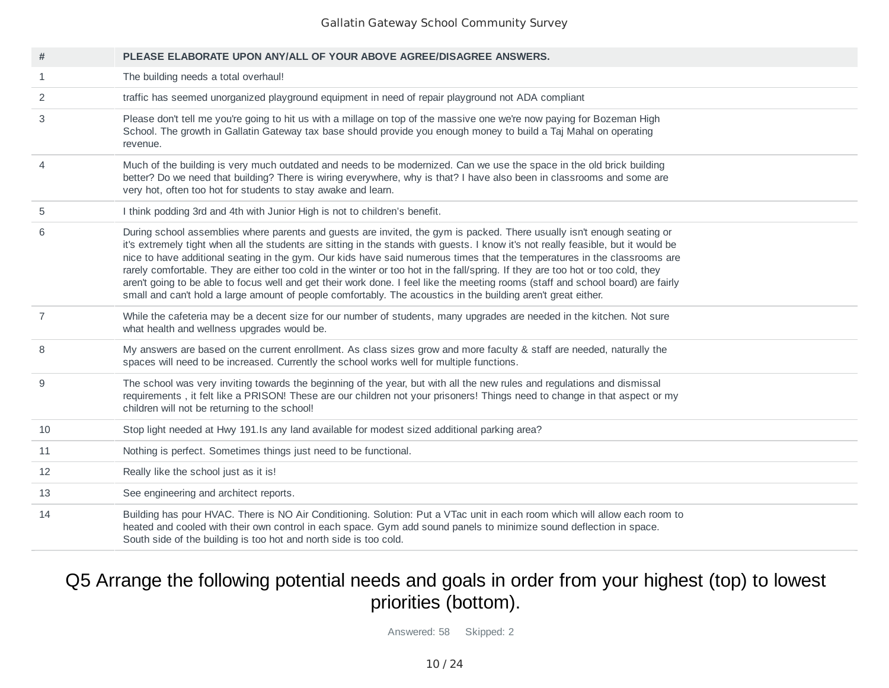| # | PLEASE ELABORATE UPON ANY/ALL OF YOUR ABOVE AGREE/DISAGREE ANSWERS. |
|---|---|
| 1 | The building needs a total overhaul! |
| 2 | traffic has seemed unorganized playground equipment in need of repair playground not ADA compliant |
| 3 | Please don't tell me you're going to hit us with a millage on top of the massive one we're now paying for Bozeman High School. The growth in Gallatin Gateway tax base should provide you enough money to build a Taj Mahal on operating revenue. |
| 4 | Much of the building is very much outdated and needs to be modernized. Can we use the space in the old brick building better? Do we need that building? There is wiring everywhere, why is that? I have also been in classrooms and some are very hot, often too hot for students to stay awake and learn. |
| 5 | I think podding 3rd and 4th with Junior High is not to children's benefit. |
| 6 | During school assemblies where parents and guests are invited, the gym is packed. There usually isn't enough seating or it's extremely tight when all the students are sitting in the stands with guests. I know it's not really feasible, but it would be nice to have additional seating in the gym. Our kids have said numerous times that the temperatures in the classrooms are rarely comfortable. They are either too cold in the winter or too hot in the fall/spring. If they are too hot or too cold, they aren't going to be able to focus well and get their work done. I feel like the meeting rooms (staff and school board) are fairly small and can't hold a large amount of people comfortably. The acoustics in the building aren't great either. |
| 7 | While the cafeteria may be a decent size for our number of students, many upgrades are needed in the kitchen. Not sure what health and wellness upgrades would be. |
| 8 | My answers are based on the current enrollment. As class sizes grow and more faculty & staff are needed, naturally the spaces will need to be increased. Currently the school works well for multiple functions. |
| 9 | The school was very inviting towards the beginning of the year, but with all the new rules and regulations and dismissal requirements , it felt like a PRISON! These are our children not your prisoners! Things need to change in that aspect or my children will not be returning to the school! |
| 10 | Stop light needed at Hwy 191.Is any land available for modest sized additional parking area? |
| 11 | Nothing is perfect. Sometimes things just need to be functional. |
| 12 | Really like the school just as it is! |
| 13 | See engineering and architect reports. |
| 14 | Building has pour HVAC. There is NO Air Conditioning. Solution: Put a VTac unit in each room which will allow each room to heated and cooled with their own control in each space. Gym add sound panels to minimize sound deflection in space. South side of the building is too hot and north side is too cold. |

## Q5 Arrange the following potential needs and goals in order from your highest (top) to lowest priorities (bottom).

Answered: 58 Skipped: 2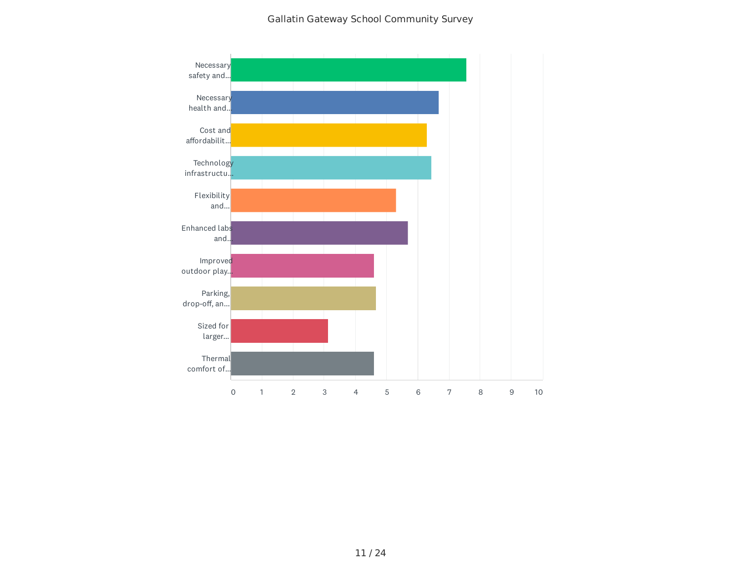Gallatin Gateway School Community Survey

| Category | Value |
| --- | --- |
| Necessary safety and... | 7.55 |
| Necessary health and... | 6.65 |
| Cost and affordabilit... | 6.28 |
| Technology infrastructu... | 6.42 |
| Flexibility and... | 5.29 |
| Enhanced labs and... | 5.67 |
| Improved outdoor play... | 4.58 |
| Parking, drop-off, an... | 4.64 |
| Sized for larger... | 3.11 |
| Thermal comfort of... | 4.58 |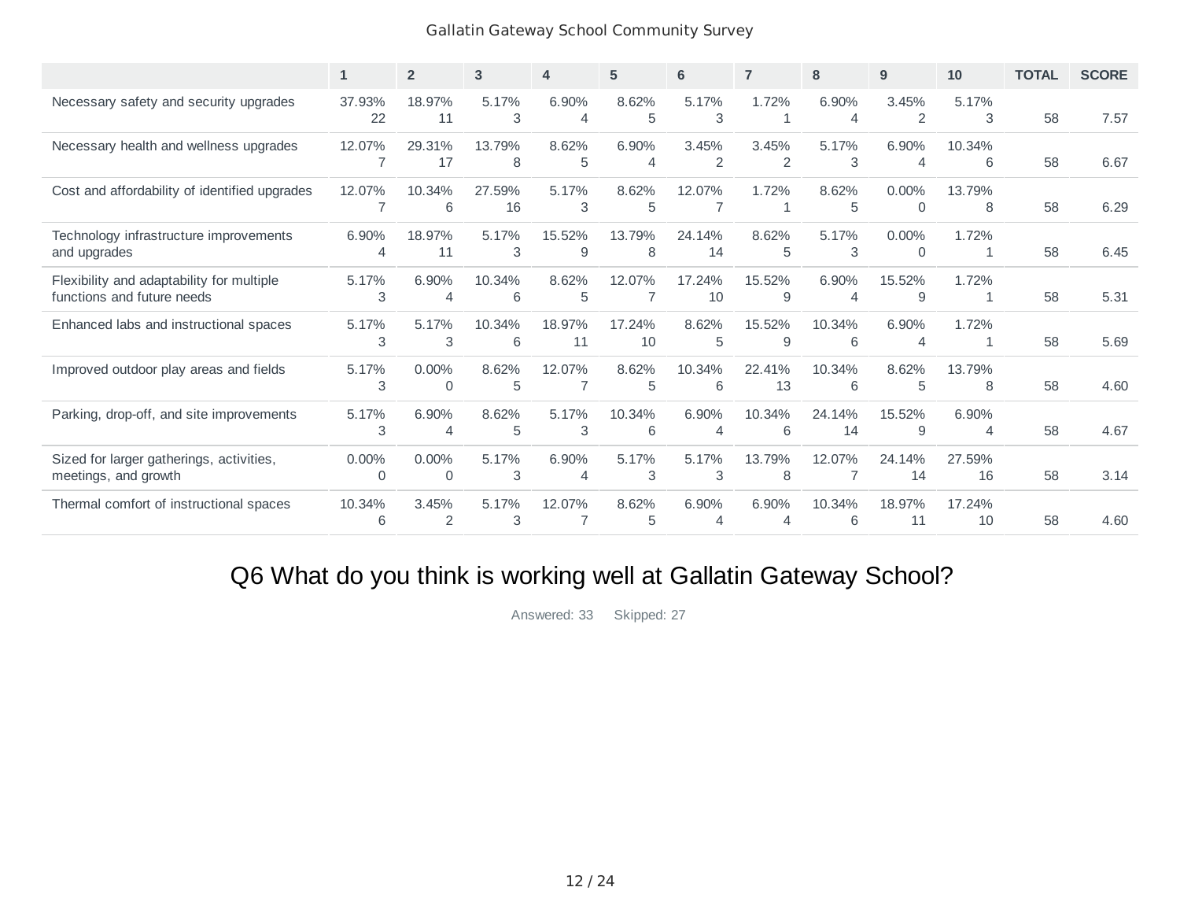| | 1 | 2 | 3 | 4 | 5 | 6 | 7 | 8 | 9 | 10 | TOTAL | SCORE |
|---|---|---|---|---|---|---|---|---|---|---|---|---|
| Necessary safety and security upgrades | 37.93% 22 | 18.97% 11 | 5.17% 3 | 6.90% 4 | 8.62% 5 | 5.17% 3 | 1.72% 1 | 6.90% 4 | 3.45% 2 | 5.17% 3 | 58 | 7.57 |
| Necessary health and wellness upgrades | 12.07% 7 | 29.31% 17 | 13.79% 8 | 8.62% 5 | 6.90% 4 | 3.45% 2 | 3.45% 2 | 5.17% 3 | 6.90% 4 | 10.34% 6 | 58 | 6.67 |
| Cost and affordability of identified upgrades | 12.07% 7 | 10.34% 6 | 27.59% 16 | 5.17% 3 | 8.62% 5 | 12.07% 7 | 1.72% 1 | 8.62% 5 | 0.00% 0 | 13.79% 8 | 58 | 6.29 |
| Technology infrastructure improvements and upgrades | 6.90% 4 | 18.97% 11 | 5.17% 3 | 15.52% 9 | 13.79% 8 | 24.14% 14 | 8.62% 5 | 5.17% 3 | 0.00% 0 | 1.72% 1 | 58 | 6.45 |
| Flexibility and adaptability for multiple functions and future needs | 5.17% 3 | 6.90% 4 | 10.34% 6 | 8.62% 5 | 12.07% 7 | 17.24% 10 | 15.52% 9 | 6.90% 4 | 15.52% 9 | 1.72% 1 | 58 | 5.31 |
| Enhanced labs and instructional spaces | 5.17% 3 | 5.17% 3 | 10.34% 6 | 18.97% 11 | 17.24% 10 | 8.62% 5 | 15.52% 9 | 10.34% 6 | 6.90% 4 | 1.72% 1 | 58 | 5.69 |
| Improved outdoor play areas and fields | 5.17% 3 | 0.00% 0 | 8.62% 5 | 12.07% 7 | 8.62% 5 | 10.34% 6 | 22.41% 13 | 10.34% 6 | 8.62% 5 | 13.79% 8 | 58 | 4.60 |
| Parking, drop-off, and site improvements | 5.17% 3 | 6.90% 4 | 8.62% 5 | 5.17% 3 | 10.34% 6 | 6.90% 4 | 10.34% 6 | 24.14% 14 | 15.52% 9 | 6.90% 4 | 58 | 4.67 |
| Sized for larger gatherings, activities, meetings, and growth | 0.00% 0 | 0.00% 0 | 5.17% 3 | 6.90% 4 | 5.17% 3 | 5.17% 3 | 13.79% 8 | 12.07% 7 | 24.14% 14 | 27.59% 16 | 58 | 3.14 |
| Thermal comfort of instructional spaces | 10.34% 6 | 3.45% 2 | 5.17% 3 | 12.07% 7 | 8.62% 5 | 6.90% 4 | 6.90% 4 | 10.34% 6 | 18.97% 11 | 17.24% 10 | 58 | 4.60 |

## Q6 What do you think is working well at Gallatin Gateway School?

Answered: 33 Skipped: 27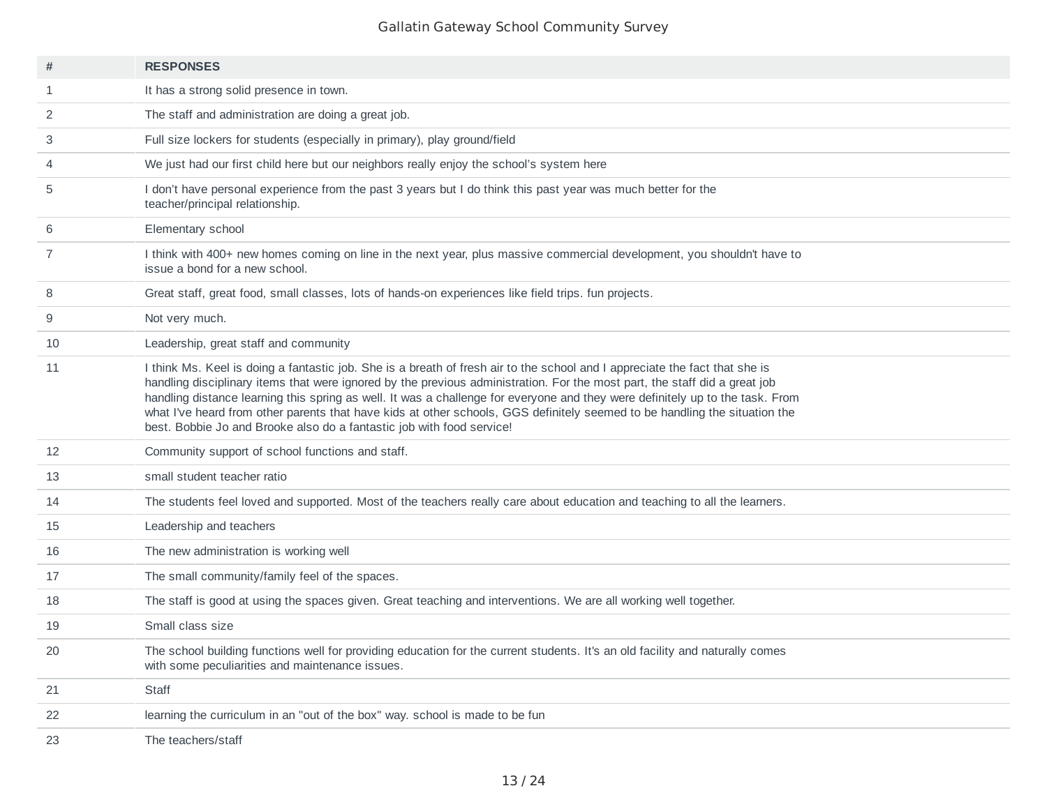| # | RESPONSES |
|---|---|
| 1 | It has a strong solid presence in town. |
| 2 | The staff and administration are doing a great job. |
| 3 | Full size lockers for students (especially in primary), play ground/field |
| 4 | We just had our first child here but our neighbors really enjoy the school's system here |
| 5 | I don't have personal experience from the past 3 years but I do think this past year was much better for the teacher/principal relationship. |
| 6 | Elementary school |
| 7 | I think with 400+ new homes coming on line in the next year, plus massive commercial development, you shouldn't have to issue a bond for a new school. |
| 8 | Great staff, great food, small classes, lots of hands-on experiences like field trips. fun projects. |
| 9 | Not very much. |
| 10 | Leadership, great staff and community |
| 11 | I think Ms. Keel is doing a fantastic job. She is a breath of fresh air to the school and I appreciate the fact that she is handling disciplinary items that were ignored by the previous administration. For the most part, the staff did a great job handling distance learning this spring as well. It was a challenge for everyone and they were definitely up to the task. From what I've heard from other parents that have kids at other schools, GGS definitely seemed to be handling the situation the best. Bobbie Jo and Brooke also do a fantastic job with food service! |
| 12 | Community support of school functions and staff. |
| 13 | small student teacher ratio |
| 14 | The students feel loved and supported. Most of the teachers really care about education and teaching to all the learners. |
| 15 | Leadership and teachers |
| 16 | The new administration is working well |
| 17 | The small community/family feel of the spaces. |
| 18 | The staff is good at using the spaces given. Great teaching and interventions. We are all working well together. |
| 19 | Small class size |
| 20 | The school building functions well for providing education for the current students. It's an old facility and naturally comes with some peculiarities and maintenance issues. |
| 21 | Staff |
| 22 | learning the curriculum in an "out of the box" way. school is made to be fun |
| 23 | The teachers/staff |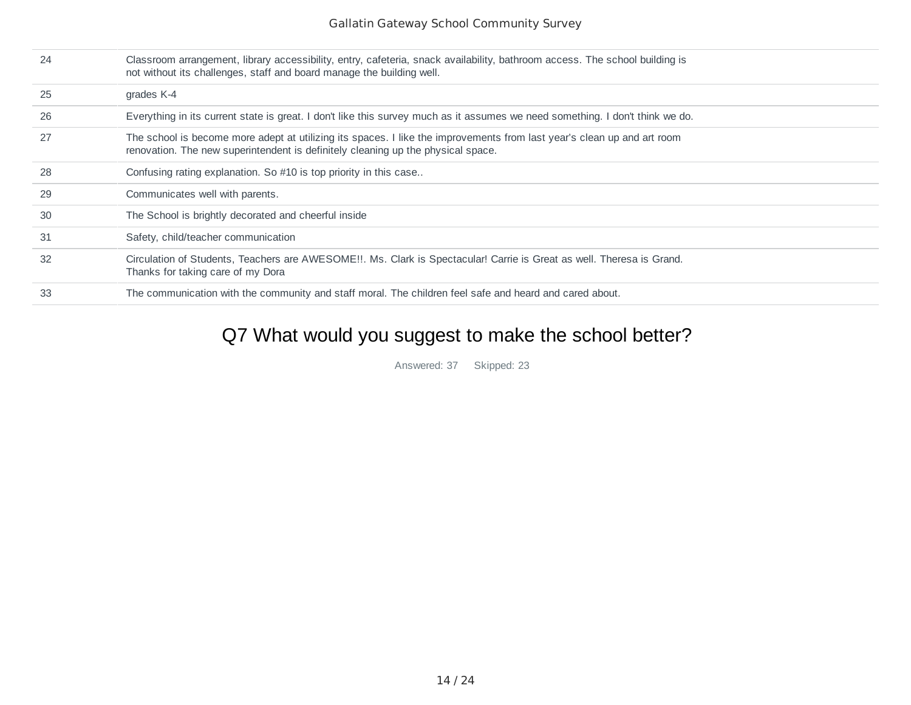| | |
|---|---|
| 24 | Classroom arrangement, library accessibility, entry, cafeteria, snack availability, bathroom access. The school building is not without its challenges, staff and board manage the building well. |
| 25 | grades K-4 |
| 26 | Everything in its current state is great. I don't like this survey much as it assumes we need something. I don't think we do. |
| 27 | The school is become more adept at utilizing its spaces. I like the improvements from last year's clean up and art room renovation. The new superintendent is definitely cleaning up the physical space. |
| 28 | Confusing rating explanation. So #10 is top priority in this case.. |
| 29 | Communicates well with parents. |
| 30 | The School is brightly decorated and cheerful inside |
| 31 | Safety, child/teacher communication |
| 32 | Circulation of Students, Teachers are AWESOME!!. Ms. Clark is Spectacular! Carrie is Great as well. Theresa is Grand. Thanks for taking care of my Dora |
| 33 | The communication with the community and staff moral. The children feel safe and heard and cared about. |

## Q7 What would you suggest to make the school better?

Answered: 37 Skipped: 23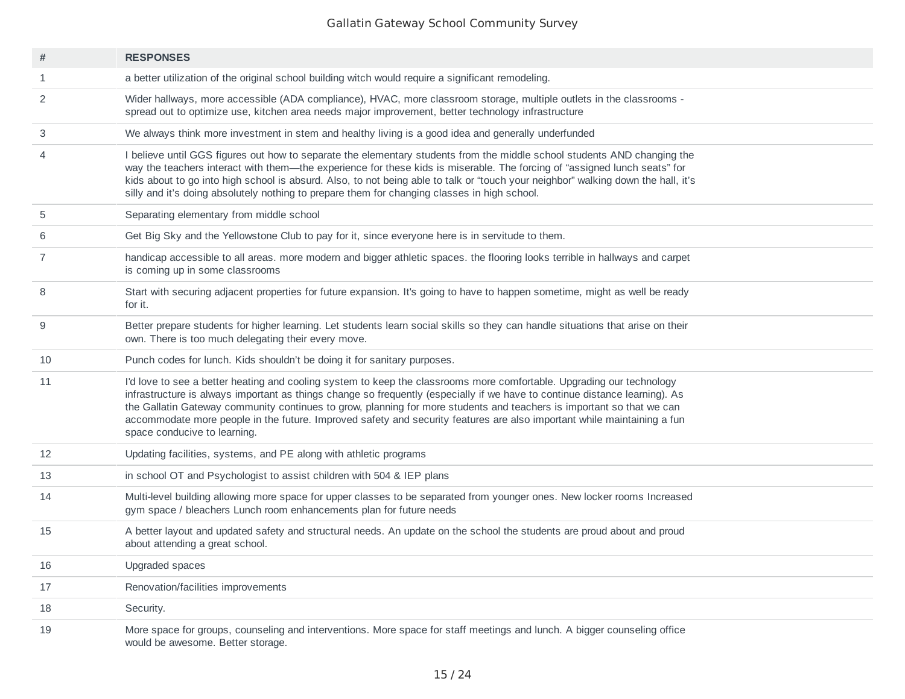| # | RESPONSES |
|---|---|
| 1 | a better utilization of the original school building witch would require a significant remodeling. |
| 2 | Wider hallways, more accessible (ADA compliance), HVAC, more classroom storage, multiple outlets in the classrooms - spread out to optimize use, kitchen area needs major improvement, better technology infrastructure |
| 3 | We always think more investment in stem and healthy living is a good idea and generally underfunded |
| 4 | I believe until GGS figures out how to separate the elementary students from the middle school students AND changing the way the teachers interact with them—the experience for these kids is miserable. The forcing of “assigned lunch seats” for kids about to go into high school is absurd. Also, to not being able to talk or “touch your neighbor” walking down the hall, it's silly and it's doing absolutely nothing to prepare them for changing classes in high school. |
| 5 | Separating elementary from middle school |
| 6 | Get Big Sky and the Yellowstone Club to pay for it, since everyone here is in servitude to them. |
| 7 | handicap accessible to all areas. more modern and bigger athletic spaces. the flooring looks terrible in hallways and carpet is coming up in some classrooms |
| 8 | Start with securing adjacent properties for future expansion. It's going to have to happen sometime, might as well be ready for it. |
| 9 | Better prepare students for higher learning. Let students learn social skills so they can handle situations that arise on their own. There is too much delegating their every move. |
| 10 | Punch codes for lunch. Kids shouldn't be doing it for sanitary purposes. |
| 11 | I'd love to see a better heating and cooling system to keep the classrooms more comfortable. Upgrading our technology infrastructure is always important as things change so frequently (especially if we have to continue distance learning). As the Gallatin Gateway community continues to grow, planning for more students and teachers is important so that we can accommodate more people in the future. Improved safety and security features are also important while maintaining a fun space conducive to learning. |
| 12 | Updating facilities, systems, and PE along with athletic programs |
| 13 | in school OT and Psychologist to assist children with 504 & IEP plans |
| 14 | Multi-level building allowing more space for upper classes to be separated from younger ones. New locker rooms Increased gym space / bleachers Lunch room enhancements plan for future needs |
| 15 | A better layout and updated safety and structural needs. An update on the school the students are proud about and proud about attending a great school. |
| 16 | Upgraded spaces |
| 17 | Renovation/facilities improvements |
| 18 | Security. |
| 19 | More space for groups, counseling and interventions. More space for staff meetings and lunch. A bigger counseling office would be awesome. Better storage. |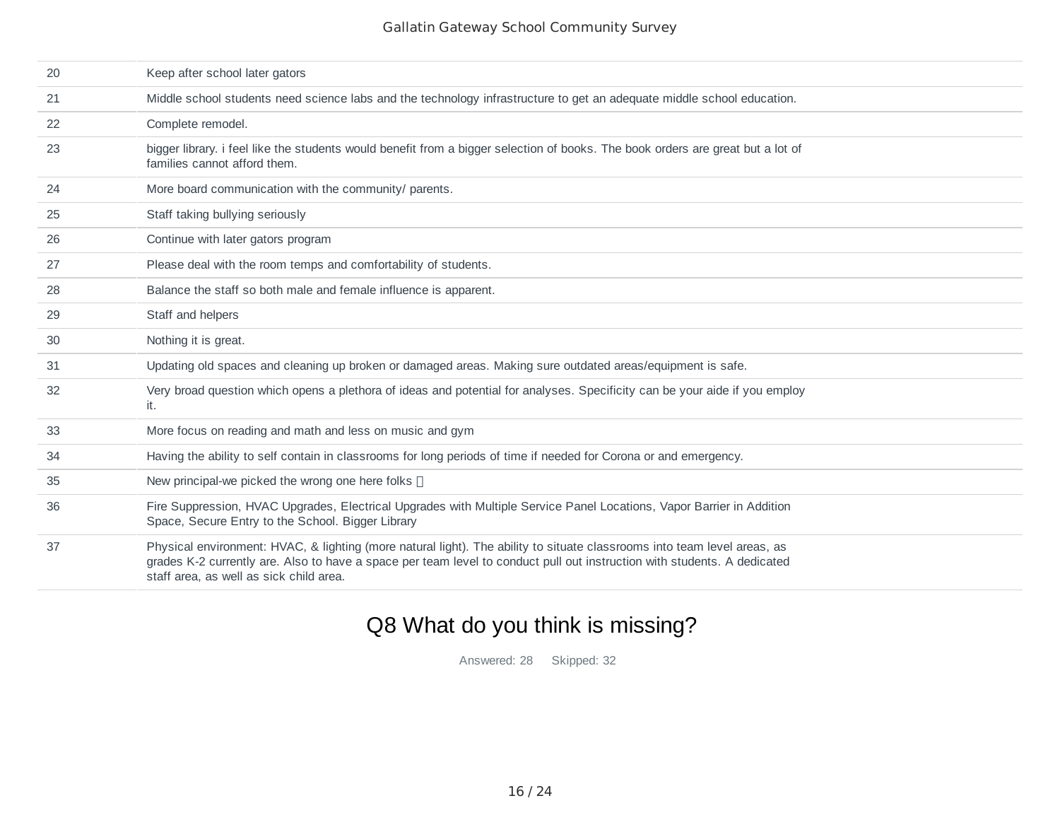| | |
|---|---|
| 20 | Keep after school later gators |
| 21 | Middle school students need science labs and the technology infrastructure to get an adequate middle school education. |
| 22 | Complete remodel. |
| 23 | bigger library. i feel like the students would benefit from a bigger selection of books. The book orders are great but a lot of families cannot afford them. |
| 24 | More board communication with the community/ parents. |
| 25 | Staff taking bullying seriously |
| 26 | Continue with later gators program |
| 27 | Please deal with the room temps and comfortability of students. |
| 28 | Balance the staff so both male and female influence is apparent. |
| 29 | Staff and helpers |
| 30 | Nothing it is great. |
| 31 | Updating old spaces and cleaning up broken or damaged areas. Making sure outdated areas/equipment is safe. |
| 32 | Very broad question which opens a plethora of ideas and potential for analyses. Specificity can be your aide if you employ it. |
| 33 | More focus on reading and math and less on music and gym |
| 34 | Having the ability to self contain in classrooms for long periods of time if needed for Corona or and emergency. |
| 35 | New principal-we picked the wrong one here folks  |
| 36 | Fire Suppression, HVAC Upgrades, Electrical Upgrades with Multiple Service Panel Locations, Vapor Barrier in Addition Space, Secure Entry to the School. Bigger Library |
| 37 | Physical environment: HVAC, & lighting (more natural light). The ability to situate classrooms into team level areas, as grades K-2 currently are. Also to have a space per team level to conduct pull out instruction with students. A dedicated staff area, as well as sick child area. |

## Q8 What do you think is missing?

Answered: 28 Skipped: 32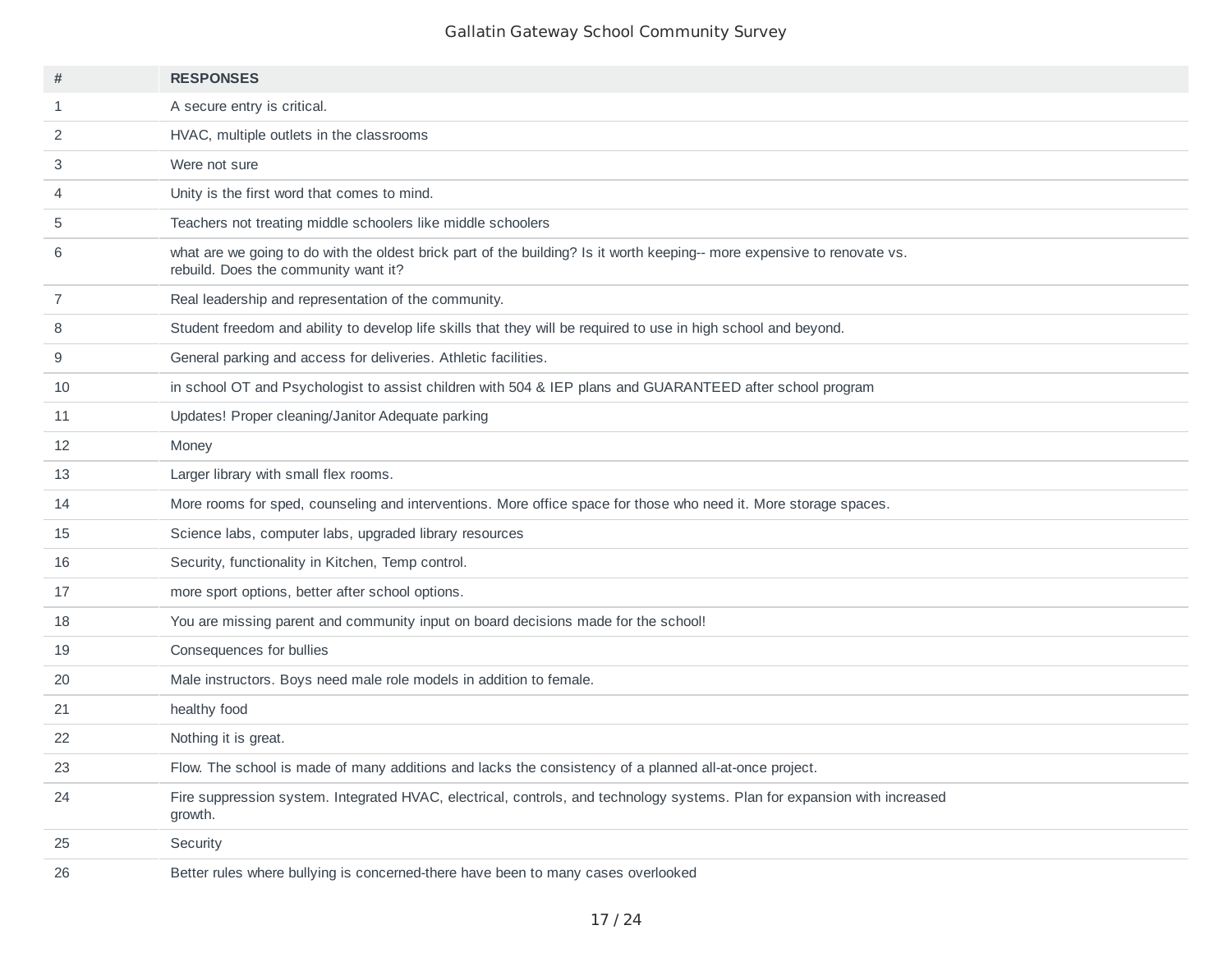| # | RESPONSES |
|---|---|
| 1 | A secure entry is critical. |
| 2 | HVAC, multiple outlets in the classrooms |
| 3 | Were not sure |
| 4 | Unity is the first word that comes to mind. |
| 5 | Teachers not treating middle schoolers like middle schoolers |
| 6 | what are we going to do with the oldest brick part of the building? Is it worth keeping-- more expensive to renovate vs. rebuild. Does the community want it? |
| 7 | Real leadership and representation of the community. |
| 8 | Student freedom and ability to develop life skills that they will be required to use in high school and beyond. |
| 9 | General parking and access for deliveries. Athletic facilities. |
| 10 | in school OT and Psychologist to assist children with 504 & IEP plans and GUARANTEED after school program |
| 11 | Updates! Proper cleaning/Janitor Adequate parking |
| 12 | Money |
| 13 | Larger library with small flex rooms. |
| 14 | More rooms for sped, counseling and interventions. More office space for those who need it. More storage spaces. |
| 15 | Science labs, computer labs, upgraded library resources |
| 16 | Security, functionality in Kitchen, Temp control. |
| 17 | more sport options, better after school options. |
| 18 | You are missing parent and community input on board decisions made for the school! |
| 19 | Consequences for bullies |
| 20 | Male instructors. Boys need male role models in addition to female. |
| 21 | healthy food |
| 22 | Nothing it is great. |
| 23 | Flow. The school is made of many additions and lacks the consistency of a planned all-at-once project. |
| 24 | Fire suppression system. Integrated HVAC, electrical, controls, and technology systems. Plan for expansion with increased growth. |
| 25 | Security |
| 26 | Better rules where bullying is concerned-there have been to many cases overlooked |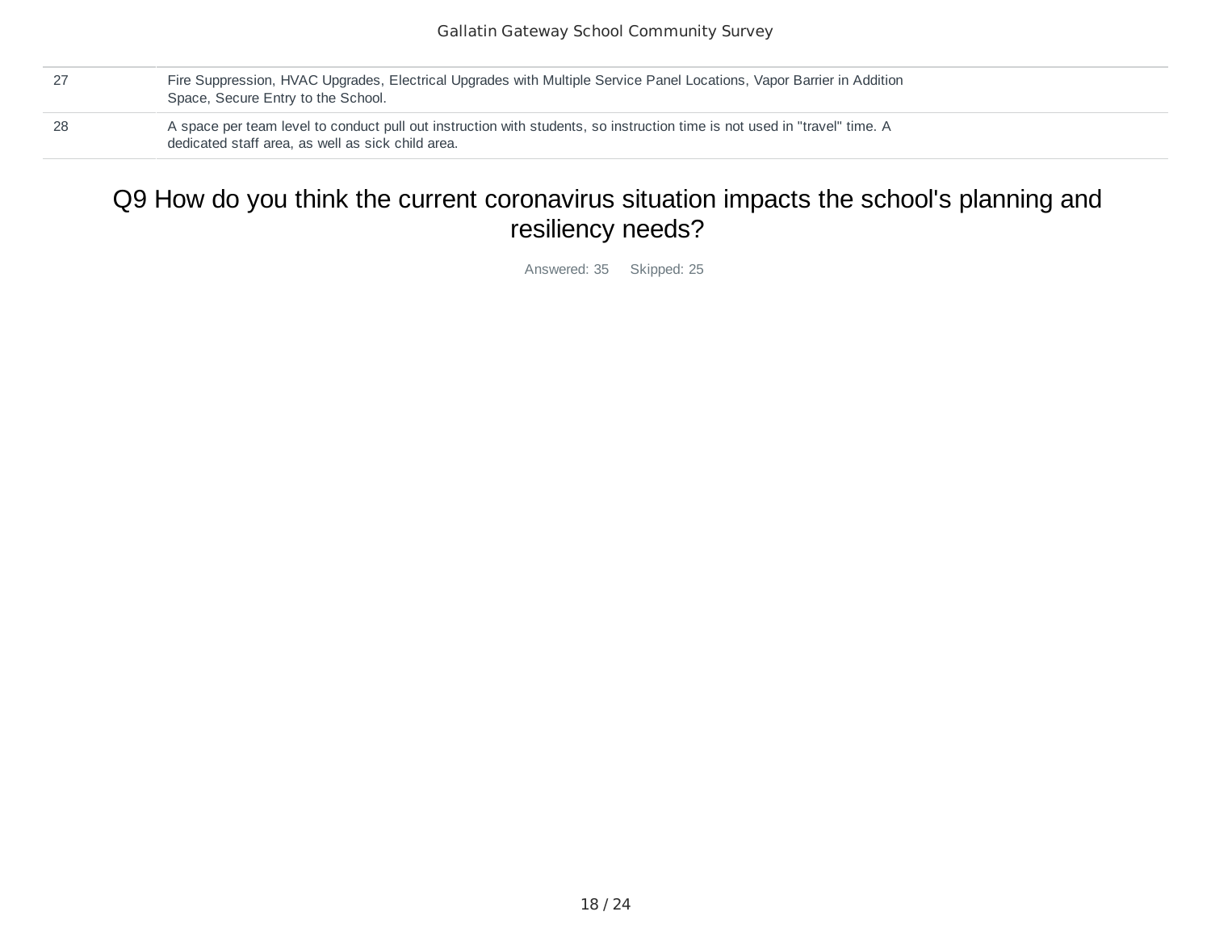| | |
|---|---|
| 27 | Fire Suppression, HVAC Upgrades, Electrical Upgrades with Multiple Service Panel Locations, Vapor Barrier in Addition Space, Secure Entry to the School. |
| 28 | A space per team level to conduct pull out instruction with students, so instruction time is not used in "travel" time. A dedicated staff area, as well as sick child area. |

## Q9 How do you think the current coronavirus situation impacts the school's planning and resiliency needs?

Answered: 35 Skipped: 25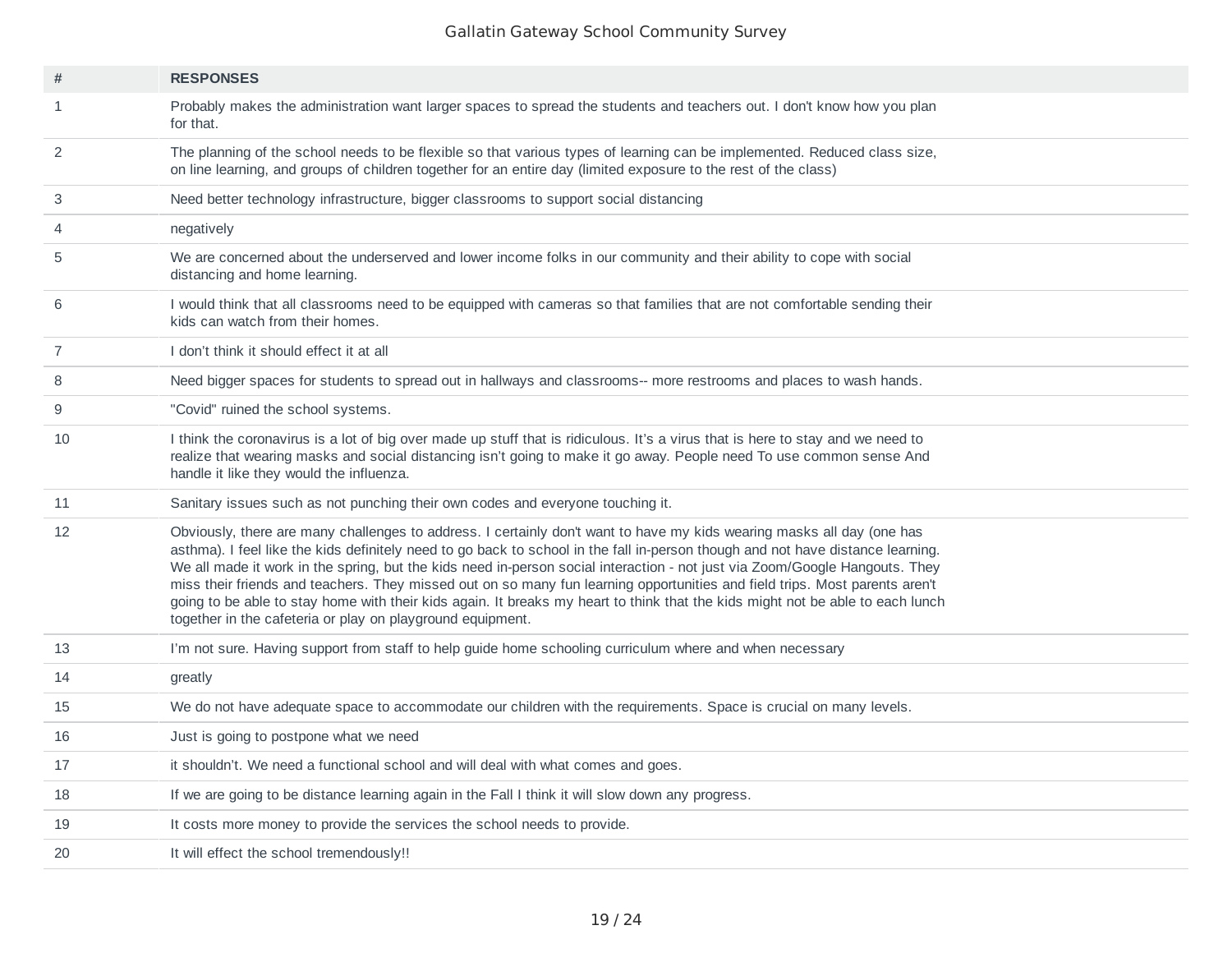| # | RESPONSES |
|---|---|
| 1 | Probably makes the administration want larger spaces to spread the students and teachers out. I don't know how you plan for that. |
| 2 | The planning of the school needs to be flexible so that various types of learning can be implemented. Reduced class size, on line learning, and groups of children together for an entire day (limited exposure to the rest of the class) |
| 3 | Need better technology infrastructure, bigger classrooms to support social distancing |
| 4 | negatively |
| 5 | We are concerned about the underserved and lower income folks in our community and their ability to cope with social distancing and home learning. |
| 6 | I would think that all classrooms need to be equipped with cameras so that families that are not comfortable sending their kids can watch from their homes. |
| 7 | I don't think it should effect it at all |
| 8 | Need bigger spaces for students to spread out in hallways and classrooms-- more restrooms and places to wash hands. |
| 9 | "Covid" ruined the school systems. |
| 10 | I think the coronavirus is a lot of big over made up stuff that is ridiculous. It's a virus that is here to stay and we need to realize that wearing masks and social distancing isn't going to make it go away. People need To use common sense And handle it like they would the influenza. |
| 11 | Sanitary issues such as not punching their own codes and everyone touching it. |
| 12 | Obviously, there are many challenges to address. I certainly don't want to have my kids wearing masks all day (one has asthma). I feel like the kids definitely need to go back to school in the fall in-person though and not have distance learning. We all made it work in the spring, but the kids need in-person social interaction - not just via Zoom/Google Hangouts. They miss their friends and teachers. They missed out on so many fun learning opportunities and field trips. Most parents aren't going to be able to stay home with their kids again. It breaks my heart to think that the kids might not be able to each lunch together in the cafeteria or play on playground equipment. |
| 13 | I'm not sure. Having support from staff to help guide home schooling curriculum where and when necessary |
| 14 | greatly |
| 15 | We do not have adequate space to accommodate our children with the requirements. Space is crucial on many levels. |
| 16 | Just is going to postpone what we need |
| 17 | it shouldn't. We need a functional school and will deal with what comes and goes. |
| 18 | If we are going to be distance learning again in the Fall I think it will slow down any progress. |
| 19 | It costs more money to provide the services the school needs to provide. |
| 20 | It will effect the school tremendously!! |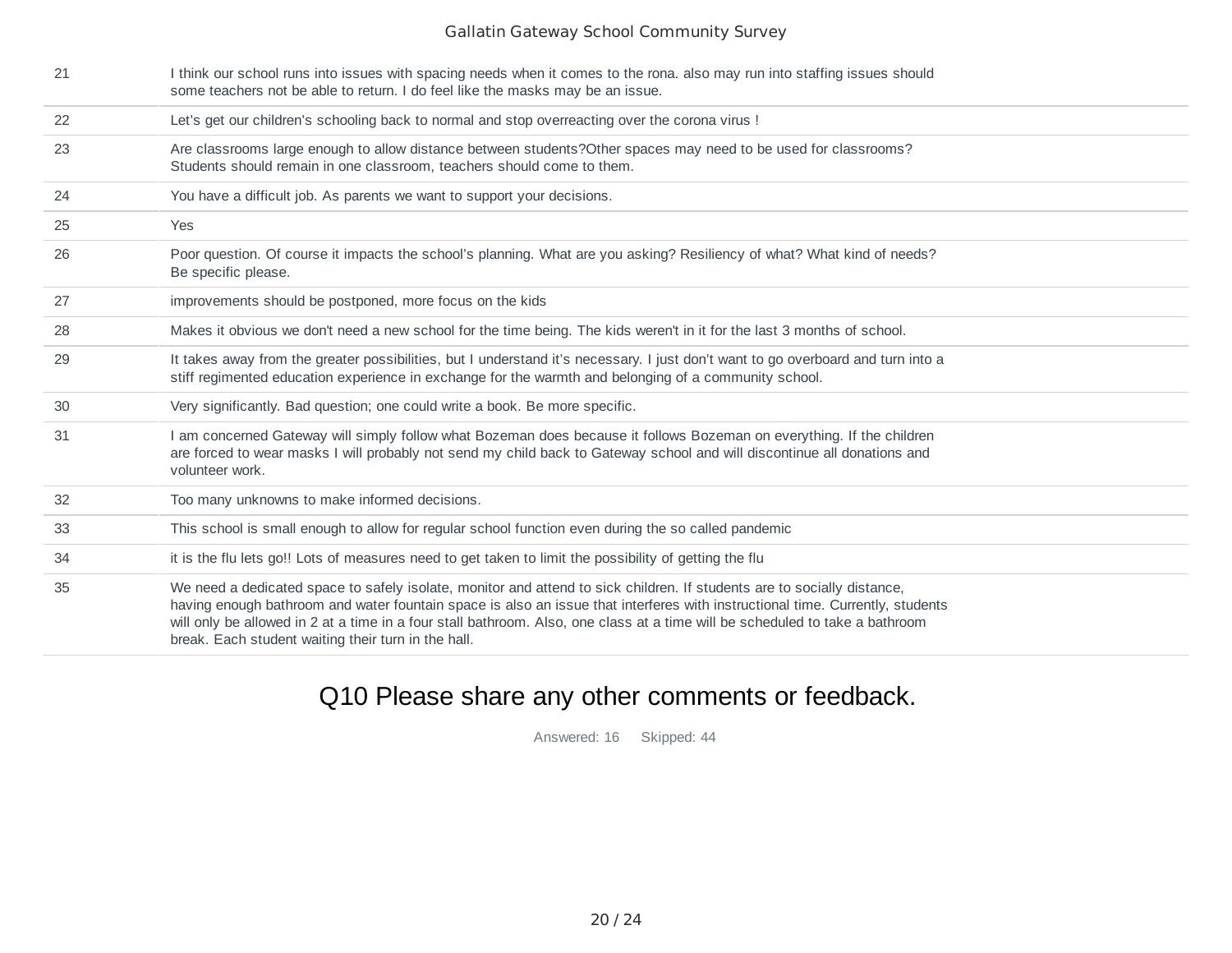| | |
|---|---|
| 21 | I think our school runs into issues with spacing needs when it comes to the rona. also may run into staffing issues should some teachers not be able to return. I do feel like the masks may be an issue. |
| 22 | Let's get our children's schooling back to normal and stop overreacting over the corona virus ! |
| 23 | Are classrooms large enough to allow distance between students?Other spaces may need to be used for classrooms? Students should remain in one classroom, teachers should come to them. |
| 24 | You have a difficult job. As parents we want to support your decisions. |
| 25 | Yes |
| 26 | Poor question. Of course it impacts the school's planning. What are you asking? Resiliency of what? What kind of needs? Be specific please. |
| 27 | improvements should be postponed, more focus on the kids |
| 28 | Makes it obvious we don't need a new school for the time being. The kids weren't in it for the last 3 months of school. |
| 29 | It takes away from the greater possibilities, but I understand it's necessary. I just don't want to go overboard and turn into a stiff regimented education experience in exchange for the warmth and belonging of a community school. |
| 30 | Very significantly. Bad question; one could write a book. Be more specific. |
| 31 | I am concerned Gateway will simply follow what Bozeman does because it follows Bozeman on everything. If the children are forced to wear masks I will probably not send my child back to Gateway school and will discontinue all donations and volunteer work. |
| 32 | Too many unknowns to make informed decisions. |
| 33 | This school is small enough to allow for regular school function even during the so called pandemic |
| 34 | it is the flu lets go!! Lots of measures need to get taken to limit the possibility of getting the flu |
| 35 | We need a dedicated space to safely isolate, monitor and attend to sick children. If students are to socially distance, having enough bathroom and water fountain space is also an issue that interferes with instructional time. Currently, students will only be allowed in 2 at a time in a four stall bathroom. Also, one class at a time will be scheduled to take a bathroom break. Each student waiting their turn in the hall. |

## Q10 Please share any other comments or feedback.

Answered: 16 Skipped: 44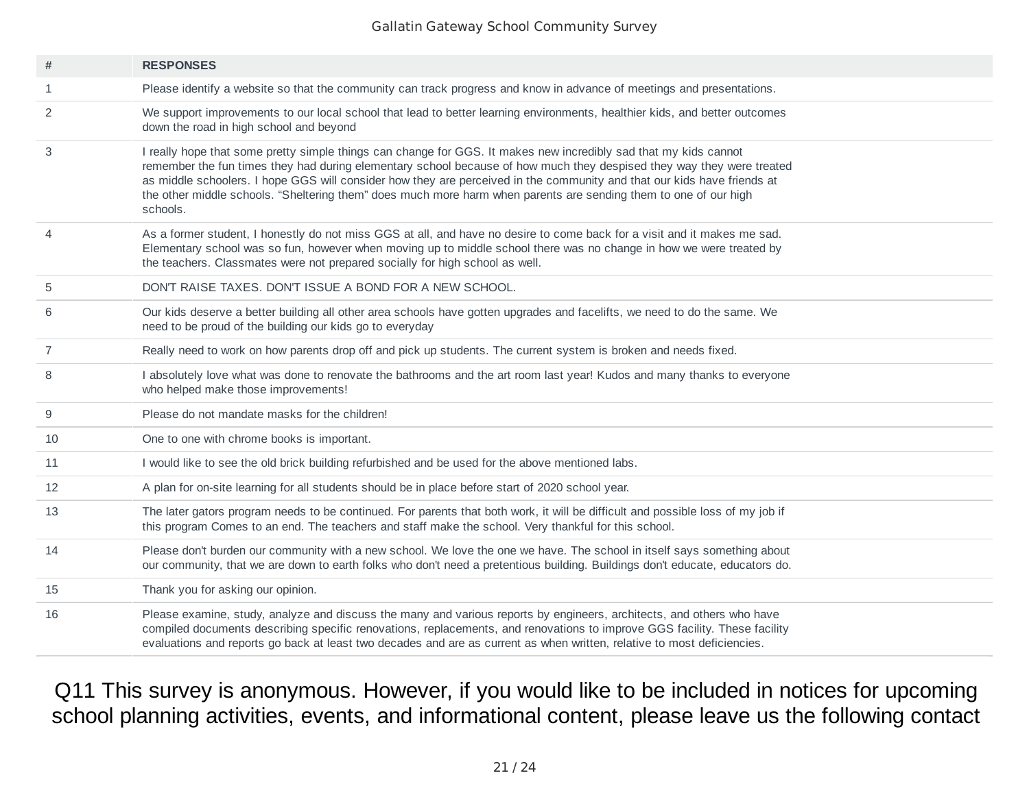| # | RESPONSES |
|---|---|
| 1 | Please identify a website so that the community can track progress and know in advance of meetings and presentations. |
| 2 | We support improvements to our local school that lead to better learning environments, healthier kids, and better outcomes down the road in high school and beyond |
| 3 | I really hope that some pretty simple things can change for GGS. It makes new incredibly sad that my kids cannot remember the fun times they had during elementary school because of how much they despised they way they were treated as middle schoolers. I hope GGS will consider how they are perceived in the community and that our kids have friends at the other middle schools. "Sheltering them" does much more harm when parents are sending them to one of our high schools. |
| 4 | As a former student, I honestly do not miss GGS at all, and have no desire to come back for a visit and it makes me sad. Elementary school was so fun, however when moving up to middle school there was no change in how we were treated by the teachers. Classmates were not prepared socially for high school as well. |
| 5 | DON'T RAISE TAXES. DON'T ISSUE A BOND FOR A NEW SCHOOL. |
| 6 | Our kids deserve a better building all other area schools have gotten upgrades and facelifts, we need to do the same. We need to be proud of the building our kids go to everyday |
| 7 | Really need to work on how parents drop off and pick up students. The current system is broken and needs fixed. |
| 8 | I absolutely love what was done to renovate the bathrooms and the art room last year! Kudos and many thanks to everyone who helped make those improvements! |
| 9 | Please do not mandate masks for the children! |
| 10 | One to one with chrome books is important. |
| 11 | I would like to see the old brick building refurbished and be used for the above mentioned labs. |
| 12 | A plan for on-site learning for all students should be in place before start of 2020 school year. |
| 13 | The later gators program needs to be continued. For parents that both work, it will be difficult and possible loss of my job if this program Comes to an end. The teachers and staff make the school. Very thankful for this school. |
| 14 | Please don't burden our community with a new school. We love the one we have. The school in itself says something about our community, that we are down to earth folks who don't need a pretentious building. Buildings don't educate, educators do. |
| 15 | Thank you for asking our opinion. |
| 16 | Please examine, study, analyze and discuss the many and various reports by engineers, architects, and others who have compiled documents describing specific renovations, replacements, and renovations to improve GGS facility. These facility evaluations and reports go back at least two decades and are as current as when written, relative to most deficiencies. |

## Q11 This survey is anonymous. However, if you would like to be included in notices for upcoming school planning activities, events, and informational content, please leave us the following contact